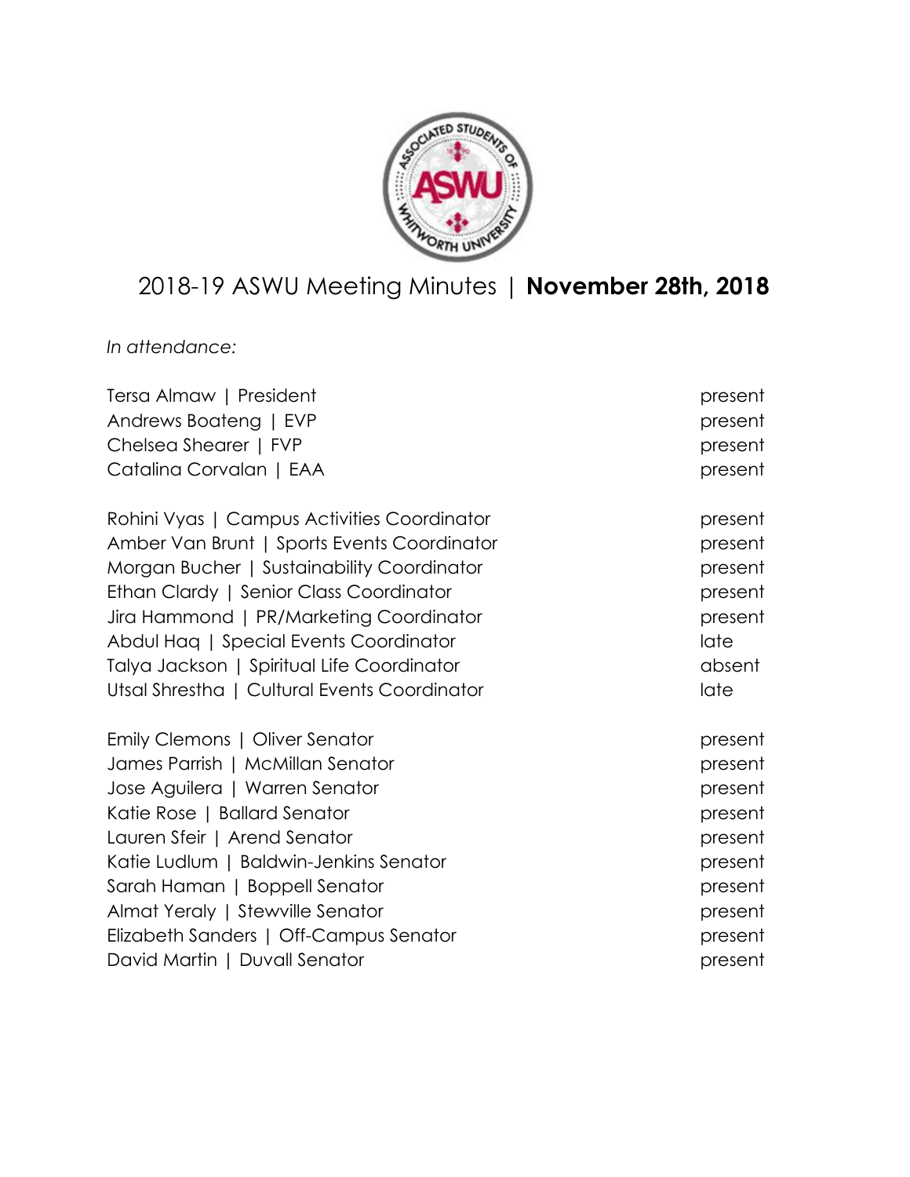# 2018-19 ASWU Meeting Minutes | **November 28th, 2018**

*In attendance:*

| | |
|---|---|
| Tersa Almaw \| President | present |
| Andrews Boateng \| EVP | present |
| Chelsea Shearer \| FVP | present |
| Catalina Corvalan \| EAA | present |
| | |
| Rohini Vyas \| Campus Activities Coordinator | present |
| Amber Van Brunt \| Sports Events Coordinator | present |
| Morgan Bucher \| Sustainability Coordinator | present |
| Ethan Clardy \| Senior Class Coordinator | present |
| Jira Hammond \| PR/Marketing Coordinator | present |
| Abdul Haq \| Special Events Coordinator | late |
| Talya Jackson \| Spiritual Life Coordinator | absent |
| Utsal Shrestha \| Cultural Events Coordinator | late |
| | |
| Emily Clemons \| Oliver Senator | present |
| James Parrish \| McMillan Senator | present |
| Jose Aguilera \| Warren Senator | present |
| Katie Rose \| Ballard Senator | present |
| Lauren Sfeir \| Arend Senator | present |
| Katie Ludlum \| Baldwin-Jenkins Senator | present |
| Sarah Haman \| Boppell Senator | present |
| Almat Yeraly \| Stewville Senator | present |
| Elizabeth Sanders \| Off-Campus Senator | present |
| David Martin \| Duvall Senator | present |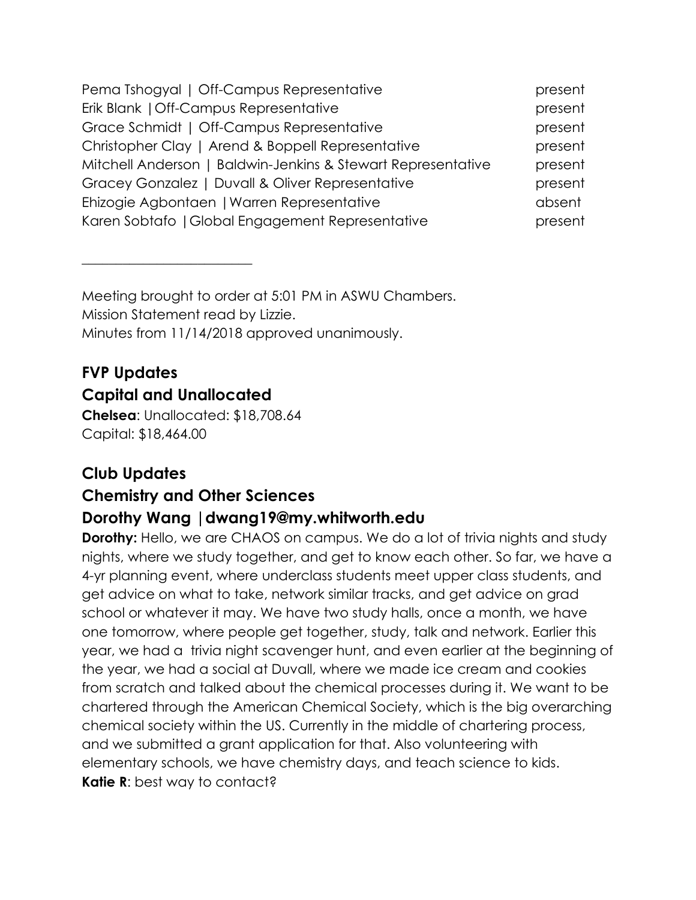| | |
|---|---|
| Pema Tshogyal \| Off-Campus Representative | present |
| Erik Blank \| Off-Campus Representative | present |
| Grace Schmidt \| Off-Campus Representative | present |
| Christopher Clay \| Arend & Boppell Representative | present |
| Mitchell Anderson \| Baldwin-Jenkins & Stewart Representative | present |
| Gracey Gonzalez \| Duvall & Oliver Representative | present |
| Ehizogie Agbontaen \| Warren Representative | absent |
| Karen Sobtafo \| Global Engagement Representative | present |

---

Meeting brought to order at 5:01 PM in ASWU Chambers.
Mission Statement read by Lizzie.
Minutes from 11/14/2018 approved unanimously.

## FVP Updates

## Capital and Unallocated

**Chelsea**: Unallocated: $18,708.64
Capital: $18,464.00

## Club Updates

## Chemistry and Other Sciences

## Dorothy Wang | dwang19@my.whitworth.edu

**Dorothy:** Hello, we are CHAOS on campus. We do a lot of trivia nights and study nights, where we study together, and get to know each other. So far, we have a 4-yr planning event, where underclass students meet upper class students, and get advice on what to take, network similar tracks, and get advice on grad school or whatever it may. We have two study halls, once a month, we have one tomorrow, where people get together, study, talk and network. Earlier this year, we had a trivia night scavenger hunt, and even earlier at the beginning of the year, we had a social at Duvall, where we made ice cream and cookies from scratch and talked about the chemical processes during it. We want to be chartered through the American Chemical Society, which is the big overarching chemical society within the US. Currently in the middle of chartering process, and we submitted a grant application for that. Also volunteering with elementary schools, we have chemistry days, and teach science to kids.
**Katie R**: best way to contact?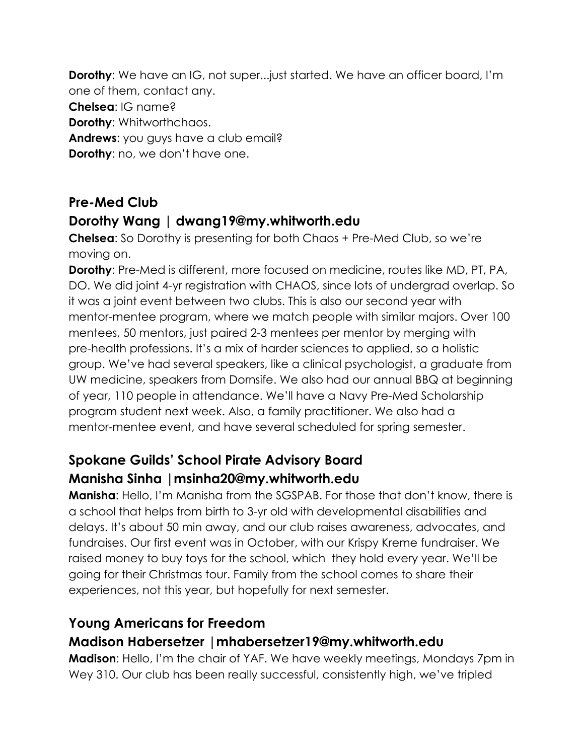**Dorothy**: We have an IG, not super...just started. We have an officer board, I'm one of them, contact any.
**Chelsea**: IG name?
**Dorothy**: Whitworthchaos.
**Andrews**: you guys have a club email?
**Dorothy**: no, we don't have one.

## Pre-Med Club

## Dorothy Wang | dwang19@my.whitworth.edu

**Chelsea**: So Dorothy is presenting for both Chaos + Pre-Med Club, so we're moving on.
**Dorothy**: Pre-Med is different, more focused on medicine, routes like MD, PT, PA, DO. We did joint 4-yr registration with CHAOS, since lots of undergrad overlap. So it was a joint event between two clubs. This is also our second year with mentor-mentee program, where we match people with similar majors. Over 100 mentees, 50 mentors, just paired 2-3 mentees per mentor by merging with pre-health professions. It's a mix of harder sciences to applied, so a holistic group. We've had several speakers, like a clinical psychologist, a graduate from UW medicine, speakers from Dornsife. We also had our annual BBQ at beginning of year, 110 people in attendance. We'll have a Navy Pre-Med Scholarship program student next week. Also, a family practitioner. We also had a mentor-mentee event, and have several scheduled for spring semester.

## Spokane Guilds' School Pirate Advisory Board

## Manisha Sinha |msinha20@my.whitworth.edu

**Manisha**: Hello, I'm Manisha from the SGSPAB. For those that don't know, there is a school that helps from birth to 3-yr old with developmental disabilities and delays. It's about 50 min away, and our club raises awareness, advocates, and fundraises. Our first event was in October, with our Krispy Kreme fundraiser. We raised money to buy toys for the school, which they hold every year. We'll be going for their Christmas tour. Family from the school comes to share their experiences, not this year, but hopefully for next semester.

## Young Americans for Freedom

## Madison Habersetzer |mhabersetzer19@my.whitworth.edu

**Madison**: Hello, I'm the chair of YAF. We have weekly meetings, Mondays 7pm in Wey 310. Our club has been really successful, consistently high, we've tripled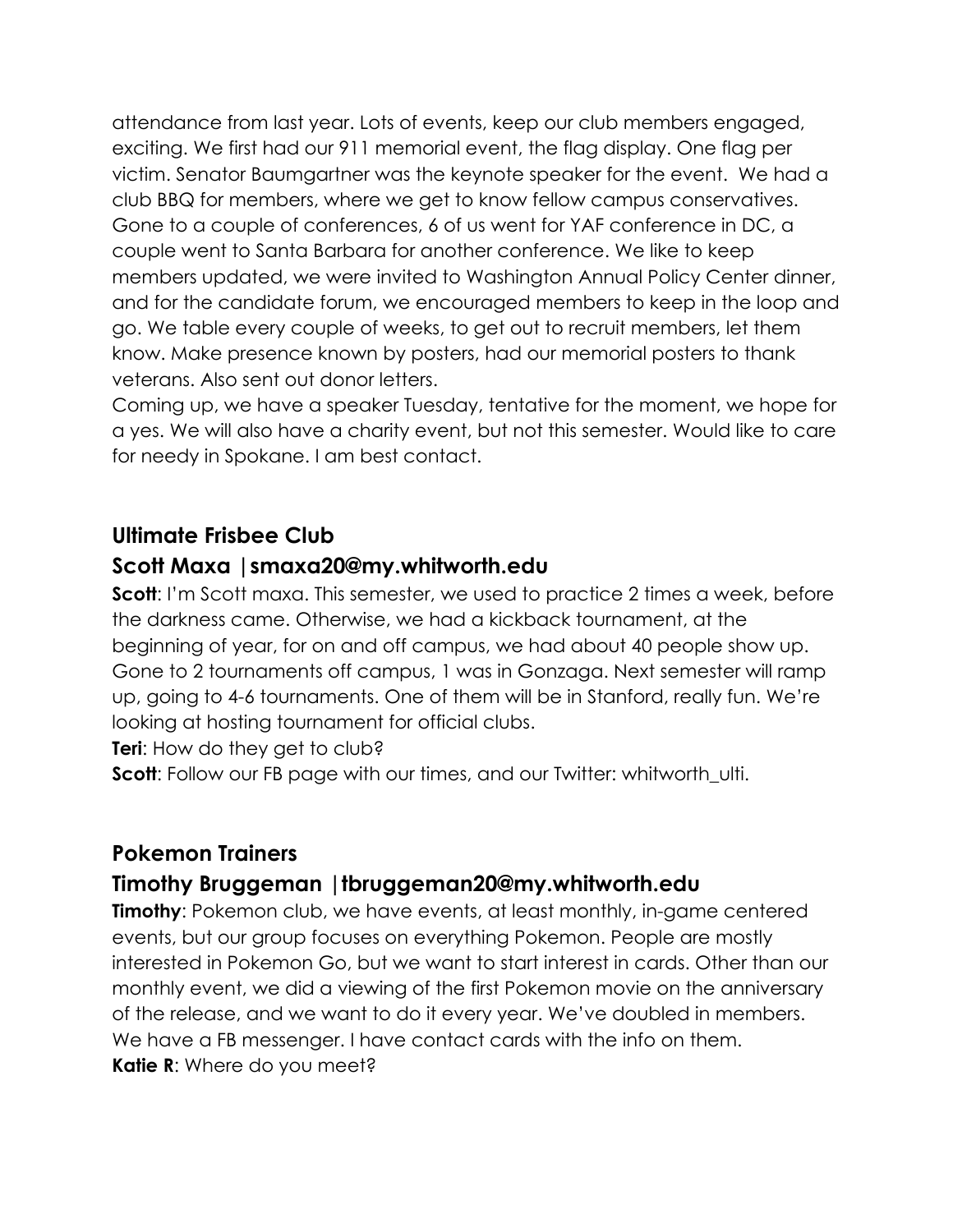attendance from last year. Lots of events, keep our club members engaged, exciting. We first had our 911 memorial event, the flag display. One flag per victim. Senator Baumgartner was the keynote speaker for the event. We had a club BBQ for members, where we get to know fellow campus conservatives. Gone to a couple of conferences, 6 of us went for YAF conference in DC, a couple went to Santa Barbara for another conference. We like to keep members updated, we were invited to Washington Annual Policy Center dinner, and for the candidate forum, we encouraged members to keep in the loop and go. We table every couple of weeks, to get out to recruit members, let them know. Make presence known by posters, had our memorial posters to thank veterans. Also sent out donor letters.

Coming up, we have a speaker Tuesday, tentative for the moment, we hope for a yes. We will also have a charity event, but not this semester. Would like to care for needy in Spokane. I am best contact.

## Ultimate Frisbee Club

## Scott Maxa |smaxa20@my.whitworth.edu

**Scott**: I'm Scott maxa. This semester, we used to practice 2 times a week, before the darkness came. Otherwise, we had a kickback tournament, at the beginning of year, for on and off campus, we had about 40 people show up. Gone to 2 tournaments off campus, 1 was in Gonzaga. Next semester will ramp up, going to 4-6 tournaments. One of them will be in Stanford, really fun. We're looking at hosting tournament for official clubs.

**Teri**: How do they get to club?

**Scott**: Follow our FB page with our times, and our Twitter: whitworth_ulti.

## Pokemon Trainers

## Timothy Bruggeman |tbruggeman20@my.whitworth.edu

**Timothy**: Pokemon club, we have events, at least monthly, in-game centered events, but our group focuses on everything Pokemon. People are mostly interested in Pokemon Go, but we want to start interest in cards. Other than our monthly event, we did a viewing of the first Pokemon movie on the anniversary of the release, and we want to do it every year. We've doubled in members. We have a FB messenger. I have contact cards with the info on them.

**Katie R**: Where do you meet?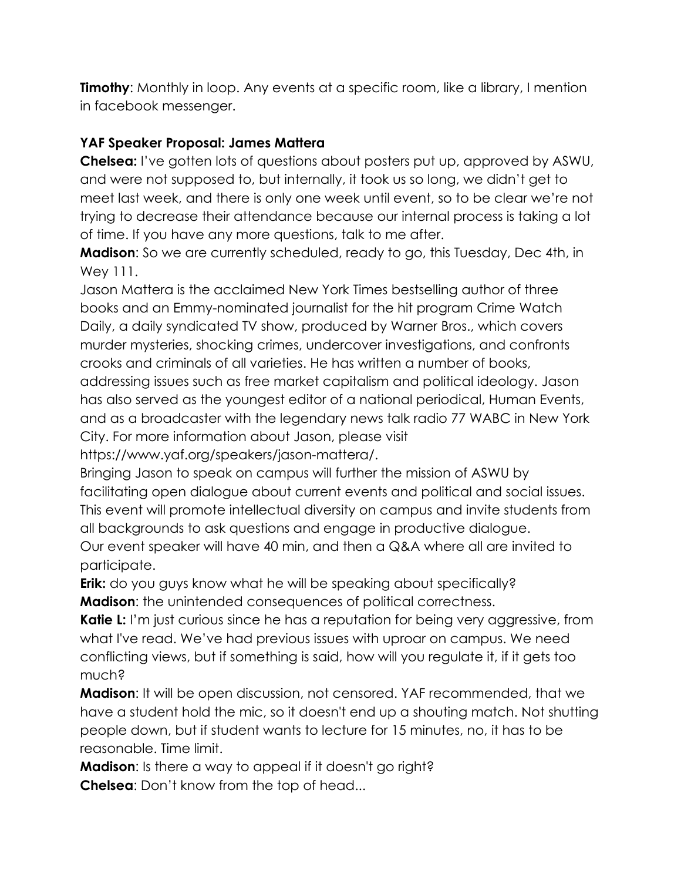**Timothy**: Monthly in loop. Any events at a specific room, like a library, I mention in facebook messenger.

**YAF Speaker Proposal: James Mattera**

**Chelsea:** I've gotten lots of questions about posters put up, approved by ASWU, and were not supposed to, but internally, it took us so long, we didn't get to meet last week, and there is only one week until event, so to be clear we're not trying to decrease their attendance because our internal process is taking a lot of time. If you have any more questions, talk to me after.

**Madison**: So we are currently scheduled, ready to go, this Tuesday, Dec 4th, in Wey 111.

Jason Mattera is the acclaimed New York Times bestselling author of three books and an Emmy-nominated journalist for the hit program Crime Watch Daily, a daily syndicated TV show, produced by Warner Bros., which covers murder mysteries, shocking crimes, undercover investigations, and confronts crooks and criminals of all varieties. He has written a number of books, addressing issues such as free market capitalism and political ideology. Jason has also served as the youngest editor of a national periodical, Human Events, and as a broadcaster with the legendary news talk radio 77 WABC in New York City. For more information about Jason, please visit https://www.yaf.org/speakers/jason-mattera/.

Bringing Jason to speak on campus will further the mission of ASWU by facilitating open dialogue about current events and political and social issues. This event will promote intellectual diversity on campus and invite students from all backgrounds to ask questions and engage in productive dialogue.

Our event speaker will have 40 min, and then a Q&A where all are invited to participate.

**Erik:** do you guys know what he will be speaking about specifically?

**Madison**: the unintended consequences of political correctness.

**Katie L:** I'm just curious since he has a reputation for being very aggressive, from what I've read. We've had previous issues with uproar on campus. We need conflicting views, but if something is said, how will you regulate it, if it gets too much?

**Madison**: It will be open discussion, not censored. YAF recommended, that we have a student hold the mic, so it doesn't end up a shouting match. Not shutting people down, but if student wants to lecture for 15 minutes, no, it has to be reasonable. Time limit.

**Madison**: Is there a way to appeal if it doesn't go right?

**Chelsea**: Don't know from the top of head...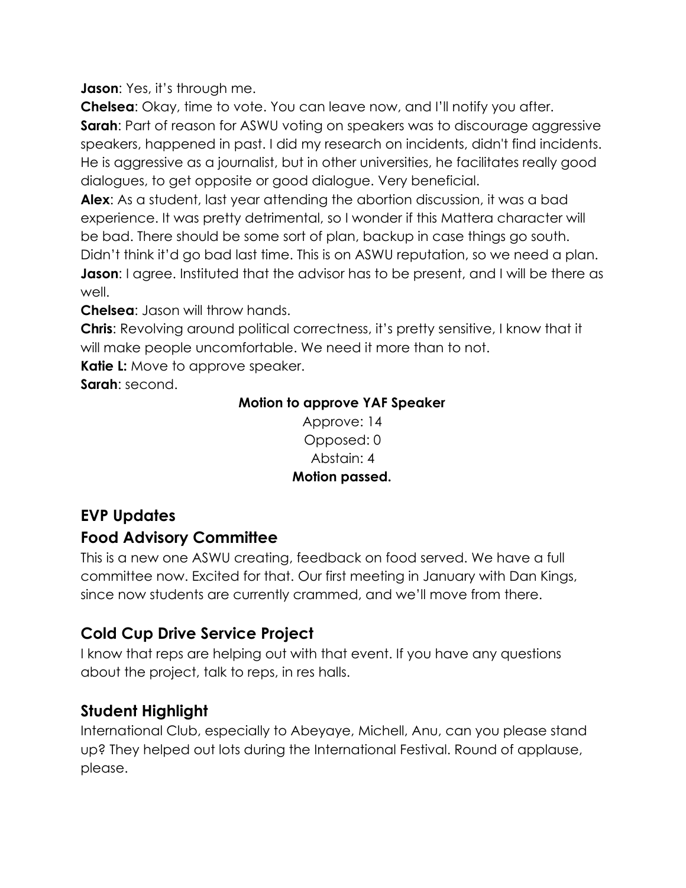**Jason**: Yes, it's through me.

**Chelsea**: Okay, time to vote. You can leave now, and I'll notify you after.

**Sarah**: Part of reason for ASWU voting on speakers was to discourage aggressive speakers, happened in past. I did my research on incidents, didn't find incidents. He is aggressive as a journalist, but in other universities, he facilitates really good dialogues, to get opposite or good dialogue. Very beneficial.

**Alex**: As a student, last year attending the abortion discussion, it was a bad experience. It was pretty detrimental, so I wonder if this Mattera character will be bad. There should be some sort of plan, backup in case things go south. Didn't think it'd go bad last time. This is on ASWU reputation, so we need a plan.

**Jason**: I agree. Instituted that the advisor has to be present, and I will be there as well.

**Chelsea**: Jason will throw hands.

**Chris**: Revolving around political correctness, it's pretty sensitive, I know that it will make people uncomfortable. We need it more than to not.

**Katie L:** Move to approve speaker.

**Sarah**: second.

**Motion to approve YAF Speaker**

Approve: 14
Opposed: 0
Abstain: 4

**Motion passed.**

## EVP Updates

## Food Advisory Committee

This is a new one ASWU creating, feedback on food served. We have a full committee now. Excited for that. Our first meeting in January with Dan Kings, since now students are currently crammed, and we'll move from there.

## Cold Cup Drive Service Project

I know that reps are helping out with that event. If you have any questions about the project, talk to reps, in res halls.

## Student Highlight

International Club, especially to Abeyaye, Michell, Anu, can you please stand up? They helped out lots during the International Festival. Round of applause, please.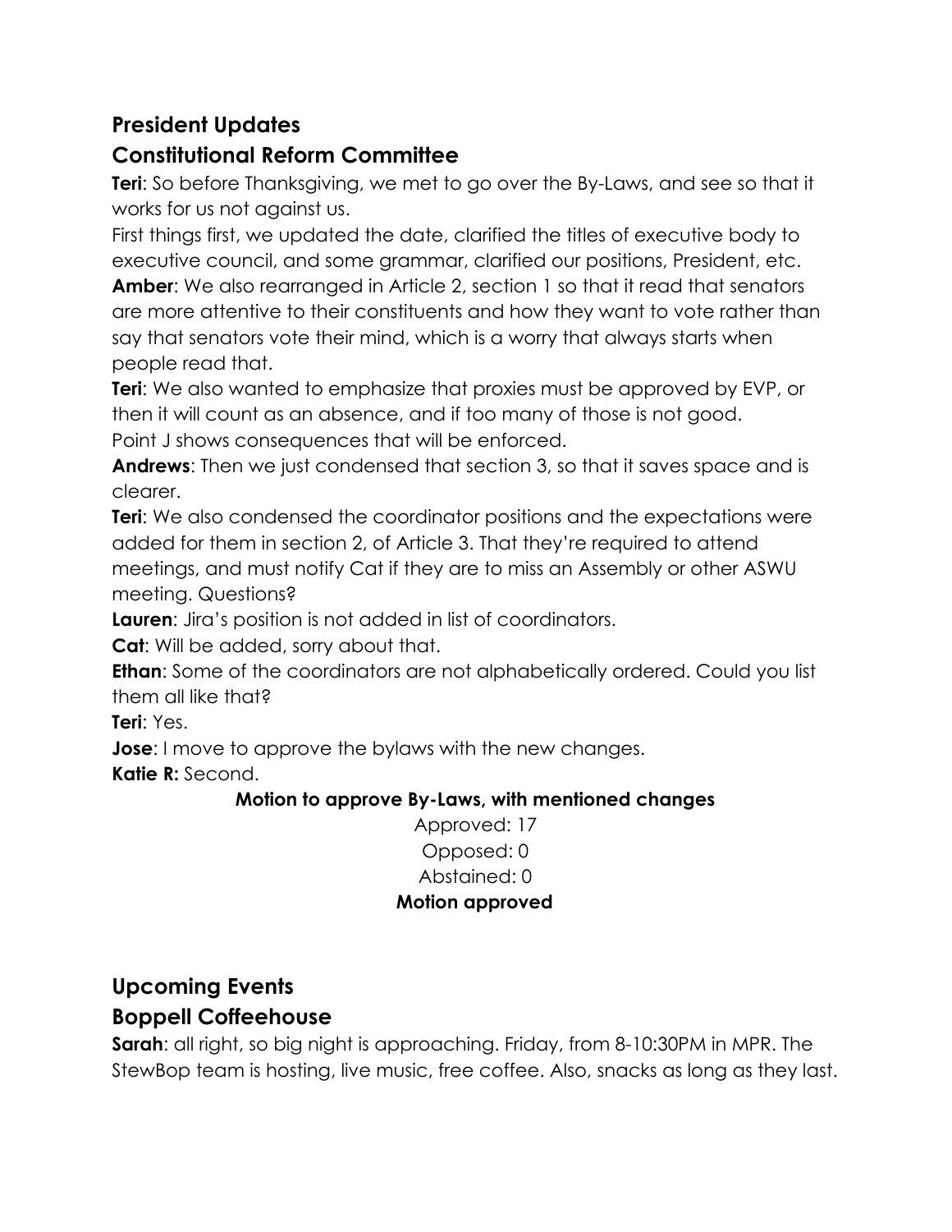## President Updates

## Constitutional Reform Committee

**Teri**: So before Thanksgiving, we met to go over the By-Laws, and see so that it works for us not against us.

First things first, we updated the date, clarified the titles of executive body to executive council, and some grammar, clarified our positions, President, etc.

**Amber**: We also rearranged in Article 2, section 1 so that it read that senators are more attentive to their constituents and how they want to vote rather than say that senators vote their mind, which is a worry that always starts when people read that.

**Teri**: We also wanted to emphasize that proxies must be approved by EVP, or then it will count as an absence, and if too many of those is not good.

Point J shows consequences that will be enforced.

**Andrews**: Then we just condensed that section 3, so that it saves space and is clearer.

**Teri**: We also condensed the coordinator positions and the expectations were added for them in section 2, of Article 3. That they're required to attend meetings, and must notify Cat if they are to miss an Assembly or other ASWU meeting. Questions?

**Lauren**: Jira's position is not added in list of coordinators.

**Cat**: Will be added, sorry about that.

**Ethan**: Some of the coordinators are not alphabetically ordered. Could you list them all like that?

**Teri**: Yes.

**Jose**: I move to approve the bylaws with the new changes.

**Katie R:** Second.

**Motion to approve By-Laws, with mentioned changes**

Approved: 17

Opposed: 0

Abstained: 0

**Motion approved**

## Upcoming Events

## Boppell Coffeehouse

**Sarah**: all right, so big night is approaching. Friday, from 8-10:30PM in MPR. The StewBop team is hosting, live music, free coffee. Also, snacks as long as they last.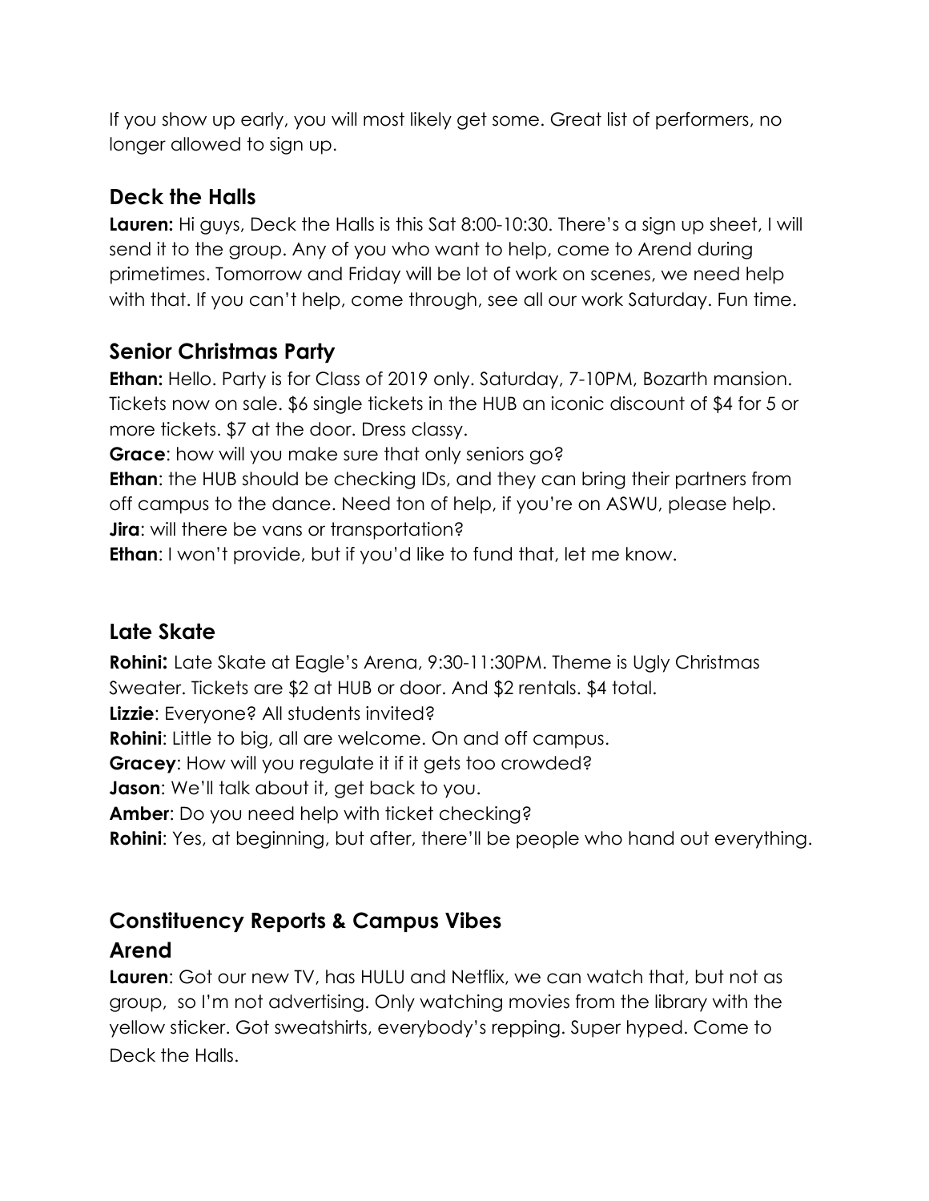If you show up early, you will most likely get some. Great list of performers, no longer allowed to sign up.

## Deck the Halls

**Lauren:** Hi guys, Deck the Halls is this Sat 8:00-10:30. There's a sign up sheet, I will send it to the group. Any of you who want to help, come to Arend during primetimes. Tomorrow and Friday will be lot of work on scenes, we need help with that. If you can't help, come through, see all our work Saturday. Fun time.

## Senior Christmas Party

**Ethan:** Hello. Party is for Class of 2019 only. Saturday, 7-10PM, Bozarth mansion. Tickets now on sale. $6 single tickets in the HUB an iconic discount of $4 for 5 or more tickets. $7 at the door. Dress classy.

**Grace**: how will you make sure that only seniors go?

**Ethan**: the HUB should be checking IDs, and they can bring their partners from off campus to the dance. Need ton of help, if you're on ASWU, please help.

**Jira**: will there be vans or transportation?

**Ethan**: I won't provide, but if you'd like to fund that, let me know.

## Late Skate

**Rohini:** Late Skate at Eagle's Arena, 9:30-11:30PM. Theme is Ugly Christmas Sweater. Tickets are $2 at HUB or door. And $2 rentals. $4 total.

**Lizzie**: Everyone? All students invited?

**Rohini**: Little to big, all are welcome. On and off campus.

**Gracey**: How will you regulate it if it gets too crowded?

**Jason**: We'll talk about it, get back to you.

**Amber**: Do you need help with ticket checking?

**Rohini**: Yes, at beginning, but after, there'll be people who hand out everything.

## Constituency Reports & Campus Vibes

### Arend

**Lauren**: Got our new TV, has HULU and Netflix, we can watch that, but not as group, so I'm not advertising. Only watching movies from the library with the yellow sticker. Got sweatshirts, everybody's repping. Super hyped. Come to Deck the Halls.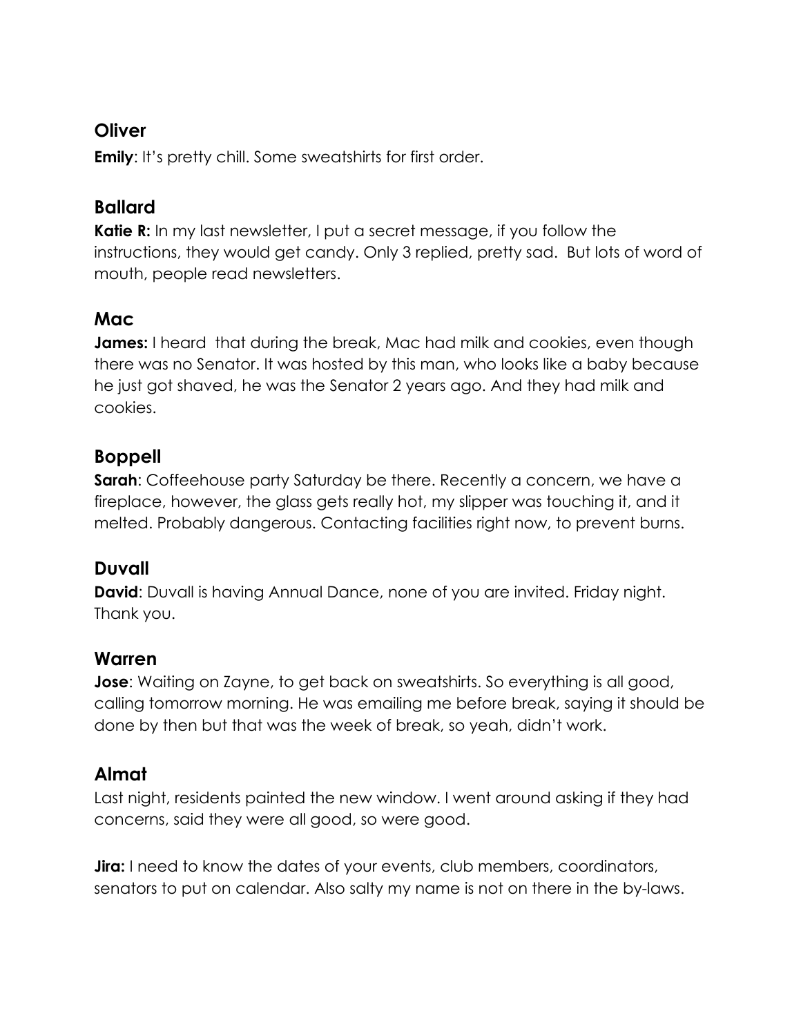## Oliver

**Emily**: It's pretty chill. Some sweatshirts for first order.

## Ballard

**Katie R:** In my last newsletter, I put a secret message, if you follow the instructions, they would get candy. Only 3 replied, pretty sad. But lots of word of mouth, people read newsletters.

## Mac

**James:** I heard that during the break, Mac had milk and cookies, even though there was no Senator. It was hosted by this man, who looks like a baby because he just got shaved, he was the Senator 2 years ago. And they had milk and cookies.

## Boppell

**Sarah**: Coffeehouse party Saturday be there. Recently a concern, we have a fireplace, however, the glass gets really hot, my slipper was touching it, and it melted. Probably dangerous. Contacting facilities right now, to prevent burns.

## Duvall

**David**: Duvall is having Annual Dance, none of you are invited. Friday night. Thank you.

## Warren

**Jose**: Waiting on Zayne, to get back on sweatshirts. So everything is all good, calling tomorrow morning. He was emailing me before break, saying it should be done by then but that was the week of break, so yeah, didn't work.

## Almat

Last night, residents painted the new window. I went around asking if they had concerns, said they were all good, so were good.

**Jira:** I need to know the dates of your events, club members, coordinators, senators to put on calendar. Also salty my name is not on there in the by-laws.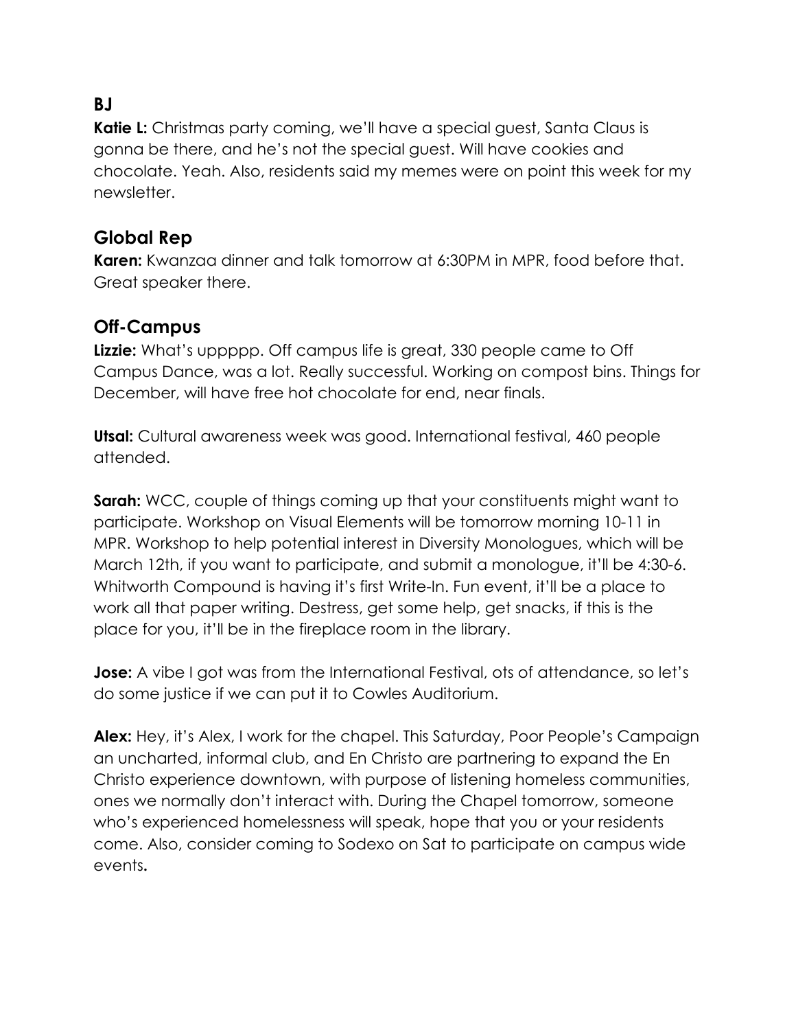## BJ

**Katie L:** Christmas party coming, we'll have a special guest, Santa Claus is gonna be there, and he's not the special guest. Will have cookies and chocolate. Yeah. Also, residents said my memes were on point this week for my newsletter.

## Global Rep

**Karen:** Kwanzaa dinner and talk tomorrow at 6:30PM in MPR, food before that. Great speaker there.

## Off-Campus

**Lizzie:** What's uppppp. Off campus life is great, 330 people came to Off Campus Dance, was a lot. Really successful. Working on compost bins. Things for December, will have free hot chocolate for end, near finals.

**Utsal:** Cultural awareness week was good. International festival, 460 people attended.

**Sarah:** WCC, couple of things coming up that your constituents might want to participate. Workshop on Visual Elements will be tomorrow morning 10-11 in MPR. Workshop to help potential interest in Diversity Monologues, which will be March 12th, if you want to participate, and submit a monologue, it'll be 4:30-6. Whitworth Compound is having it's first Write-In. Fun event, it'll be a place to work all that paper writing. Destress, get some help, get snacks, if this is the place for you, it'll be in the fireplace room in the library.

**Jose:** A vibe I got was from the International Festival, ots of attendance, so let's do some justice if we can put it to Cowles Auditorium.

**Alex:** Hey, it's Alex, I work for the chapel. This Saturday, Poor People's Campaign an uncharted, informal club, and En Christo are partnering to expand the En Christo experience downtown, with purpose of listening homeless communities, ones we normally don't interact with. During the Chapel tomorrow, someone who's experienced homelessness will speak, hope that you or your residents come. Also, consider coming to Sodexo on Sat to participate on campus wide events.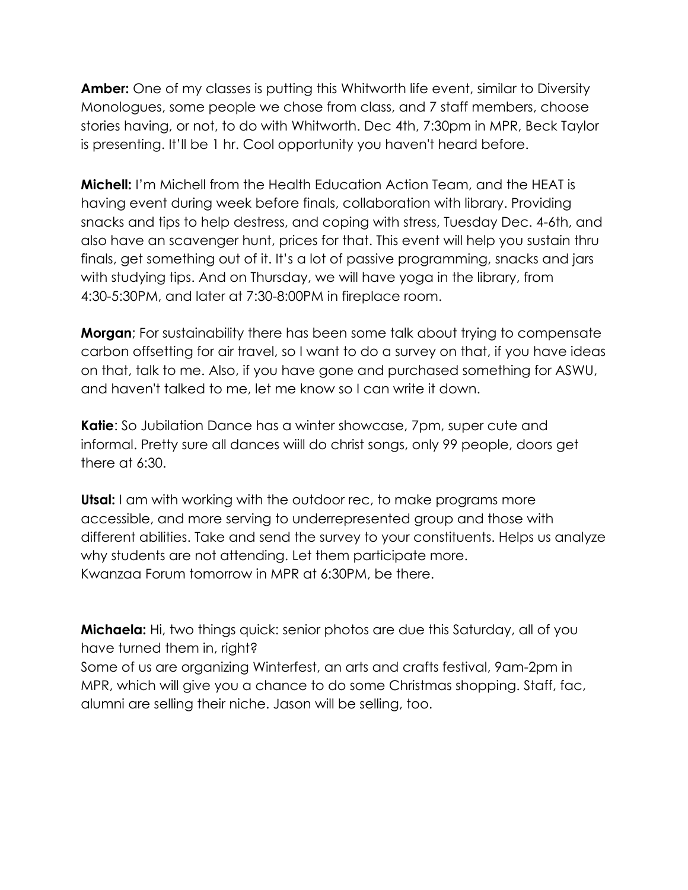**Amber:** One of my classes is putting this Whitworth life event, similar to Diversity Monologues, some people we chose from class, and 7 staff members, choose stories having, or not, to do with Whitworth. Dec 4th, 7:30pm in MPR, Beck Taylor is presenting. It'll be 1 hr. Cool opportunity you haven't heard before.

**Michell:** I'm Michell from the Health Education Action Team, and the HEAT is having event during week before finals, collaboration with library. Providing snacks and tips to help destress, and coping with stress, Tuesday Dec. 4-6th, and also have an scavenger hunt, prices for that. This event will help you sustain thru finals, get something out of it. It's a lot of passive programming, snacks and jars with studying tips. And on Thursday, we will have yoga in the library, from 4:30-5:30PM, and later at 7:30-8:00PM in fireplace room.

**Morgan**; For sustainability there has been some talk about trying to compensate carbon offsetting for air travel, so I want to do a survey on that, if you have ideas on that, talk to me. Also, if you have gone and purchased something for ASWU, and haven't talked to me, let me know so I can write it down.

**Katie**: So Jubilation Dance has a winter showcase, 7pm, super cute and informal. Pretty sure all dances wiill do christ songs, only 99 people, doors get there at 6:30.

**Utsal:** I am with working with the outdoor rec, to make programs more accessible, and more serving to underrepresented group and those with different abilities. Take and send the survey to your constituents. Helps us analyze why students are not attending. Let them participate more.
Kwanzaa Forum tomorrow in MPR at 6:30PM, be there.

**Michaela:** Hi, two things quick: senior photos are due this Saturday, all of you have turned them in, right?
Some of us are organizing Winterfest, an arts and crafts festival, 9am-2pm in MPR, which will give you a chance to do some Christmas shopping. Staff, fac, alumni are selling their niche. Jason will be selling, too.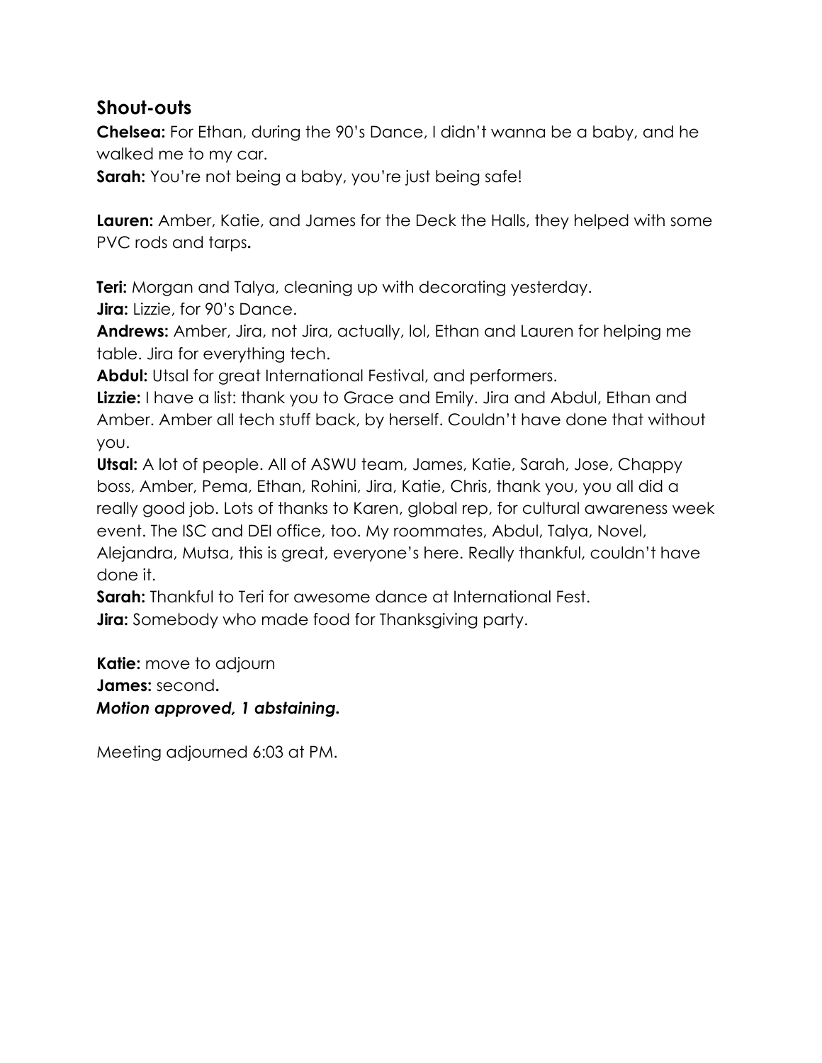## Shout-outs

**Chelsea:** For Ethan, during the 90's Dance, I didn't wanna be a baby, and he walked me to my car.
**Sarah:** You're not being a baby, you're just being safe!

**Lauren:** Amber, Katie, and James for the Deck the Halls, they helped with some PVC rods and tarps**.**

**Teri:** Morgan and Talya, cleaning up with decorating yesterday.
**Jira:** Lizzie, for 90's Dance.
**Andrews:** Amber, Jira, not Jira, actually, lol, Ethan and Lauren for helping me table. Jira for everything tech.
**Abdul:** Utsal for great International Festival, and performers.
**Lizzie:** I have a list: thank you to Grace and Emily. Jira and Abdul, Ethan and Amber. Amber all tech stuff back, by herself. Couldn't have done that without you.
**Utsal:** A lot of people. All of ASWU team, James, Katie, Sarah, Jose, Chappy boss, Amber, Pema, Ethan, Rohini, Jira, Katie, Chris, thank you, you all did a really good job. Lots of thanks to Karen, global rep, for cultural awareness week event. The ISC and DEI office, too. My roommates, Abdul, Talya, Novel, Alejandra, Mutsa, this is great, everyone's here. Really thankful, couldn't have done it.
**Sarah:** Thankful to Teri for awesome dance at International Fest.
**Jira:** Somebody who made food for Thanksgiving party.

**Katie:** move to adjourn
**James:** second**.**
***Motion approved, 1 abstaining.***

Meeting adjourned 6:03 at PM.